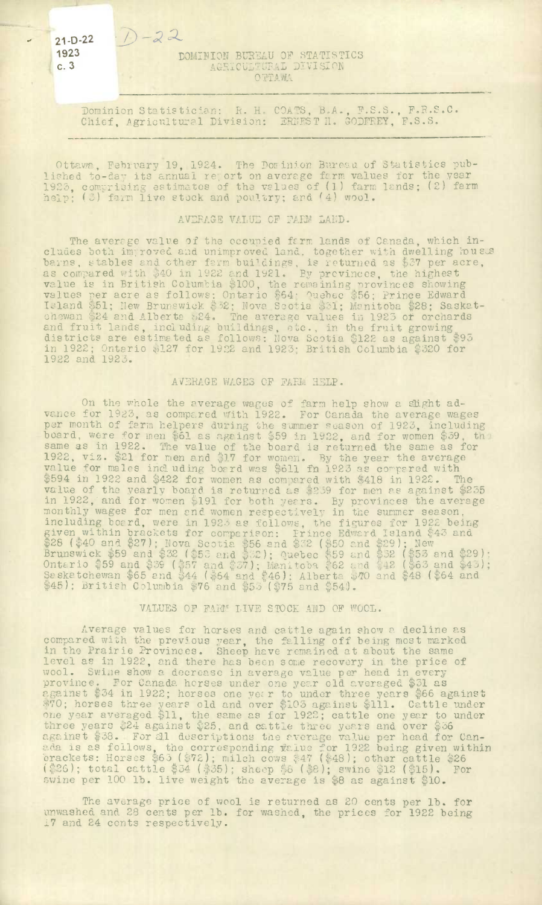21-D-22
1923
c. 3

D-22

DOMINION BUREAU OF STATISTICS
AGRICULTURAL DIVISION
OTTAWA

Dominion Statistician: R. H. COATS, B.A., F.S.S., F.R.S.C.
Chief, Agricultural Division: ERNEST H. GODFREY, F.S.S.

Ottawa, February 19, 1924. The Dominion Bureau of Statistics published to-day its annual report on average farm values for the year 1923, comprising estimates of the values of (1) farm lands; (2) farm help; (3) farm live stock and poultry; and (4) wool.

## AVERAGE VALUE OF FARM LAND.

The average value of the occupied farm lands of Canada, which includes both improved and unimproved land, together with dwelling houses barns, stables and other farm buildings, is returned as $37 per acre, as compared with $40 in 1922 and 1921. By provinces, the highest value is in British Columbia $100, the remaining provinces showing values per acre as follows: Ontario $64; Quebec $56; Prince Edward Island $51; New Brunswick $32; Nova Scotia $31; Manitoba $28; Saskatchewan $24 and Alberta $24. The average values in 1923 of orchards and fruit lands, including buildings, etc., in the fruit growing districts are estimated as follows: Nova Scotia $122 as against $93 in 1922; Ontario $127 for 1922 and 1923; British Columbia $320 for 1922 and 1923.

## AVERAGE WAGES OF FARM HELP.

On the whole the average wages of farm help show a slight advance for 1923, as compared with 1922. For Canada the average wages per month of farm helpers during the summer season of 1923, including board, were for men $61 as against $59 in 1922, and for women $39, the same as in 1922. The value of the board is returned the same as for 1922, viz. $21 for men and $17 for women. By the year the average value for males including board was $611 in 1923 as compared with $594 in 1922 and $422 for women as compared with $418 in 1922. The value of the yearly board is returned as $239 for men as against $235 in 1922, and for women $191 for both years. By provinces the average monthly wages for men and women respectively in the summer season, including board, were in 1923 as follows, the figures for 1922 being given within brackets for comparison: Prince Edward Island $43 and $28 ($40 and $27); Nova Scotia $56 and $32 ($50 and $29); New Brunswick $59 and $32 ($53 and $32); Quebec $59 and $32 ($53 and $29); Ontario $59 and $39 ($57 and $37); Manitoba $62 and $42 ($63 and $43); Saskatchewan $65 and $44 ($64 and $46); Alberta $70 and $48 ($64 and $45); British Columbia $76 and $53 ($75 and $54).

## VALUES OF FARM LIVE STOCK AND OF WOOL.

Average values for horses and cattle again show a decline as compared with the previous year, the falling off being most marked in the Prairie Provinces. Sheep have remained at about the same level as in 1922, and there has been some recovery in the price of wool. Swine show a decrease in average value per head in every province. For Canada horses under one year old averaged $31 as against $34 in 1922; horses one year to under three years $66 against $70; horses three years old and over $103 against $111. Cattle under one year averaged $11, the same as for 1922; cattle one year to under three years $24 against $25, and cattle three years and over $36 against $38. For all descriptions the average value per head for Canada is as follows, the corresponding value for 1922 being given within brackets: Horses $65 ($72); milch cows $47 ($48); other cattle $26 ($26); total cattle $34 ($35); sheep $8 ($8); swine $12 ($15). For swine per 100 lb. live weight the average is $8 as against $10.

The average price of wool is returned as 20 cents per lb. for unwashed and 28 cents per lb. for washed, the prices for 1922 being 17 and 24 cents respectively.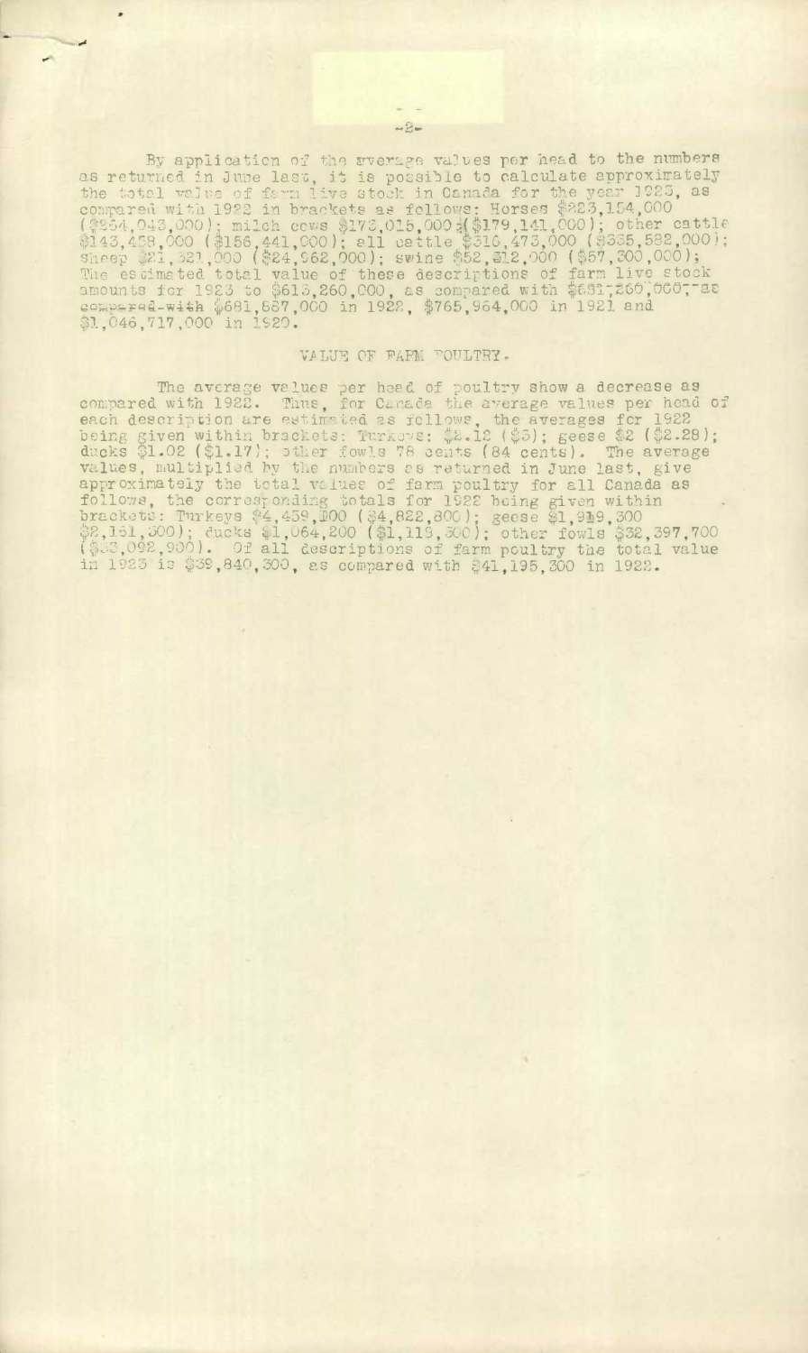By application of the average values per head to the numbers as returned in June last, it is possible to calculate approximately the total value of farm live stock in Canada for the year 1923, as compared with 1922 in brackets as follows: Horses $223,154,000 ($254,043,000); milch cows $173,015,000 ($179,141,000); other cattle $143,458,000 ($156,441,000); all cattle $316,473,000 ($335,582,000); sheep $21,321,000 ($24,962,000); swine $52,312,000 ($57,300,000); The estimated total value of these descriptions of farm live stock amounts for 1923 to $613,260,000, as compared with ~~$631,260,000, as compared with~~ $681,887,000 in 1922, $765,964,000 in 1921 and $1,046,717,000 in 1920.

## VALUE OF FARM POULTRY.

The average values per head of poultry show a decrease as compared with 1922. Thus, for Canada the average values per head of each description are estimated as follows, the averages for 1922 being given within brackets: Turkeys: $2.12 ($3); geese $2 ($2.28); ducks $1.02 ($1.17); other fowls 78 cents (84 cents). The average values, multiplied by the numbers as returned in June last, give approximately the total values of farm poultry for all Canada as follows, the corresponding totals for 1922 being given within brackets: Turkeys $4,459,000 ($4,822,800); geese $1,919,300 ($2,161,300); ducks $1,064,200 ($1,119,300); other fowls $32,397,700 ($33,092,900). Of all descriptions of farm poultry the total value in 1923 is $39,840,300, as compared with $41,195,300 in 1922.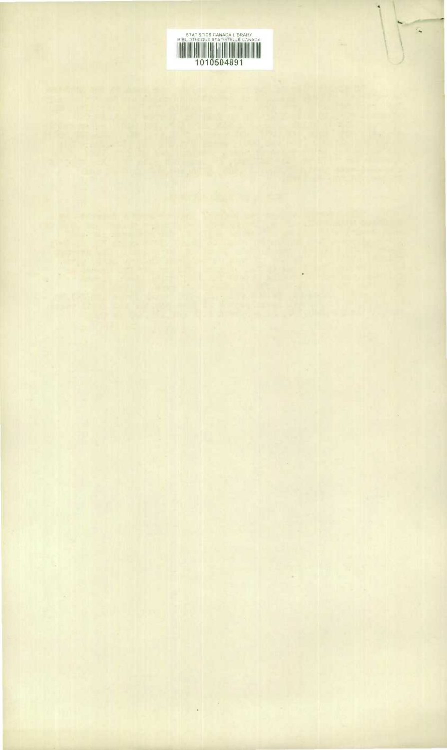STATISTICS CANADA LIBRARY
BIBLIOTHÈQUE STATISTIQUE CANADA

1010504891